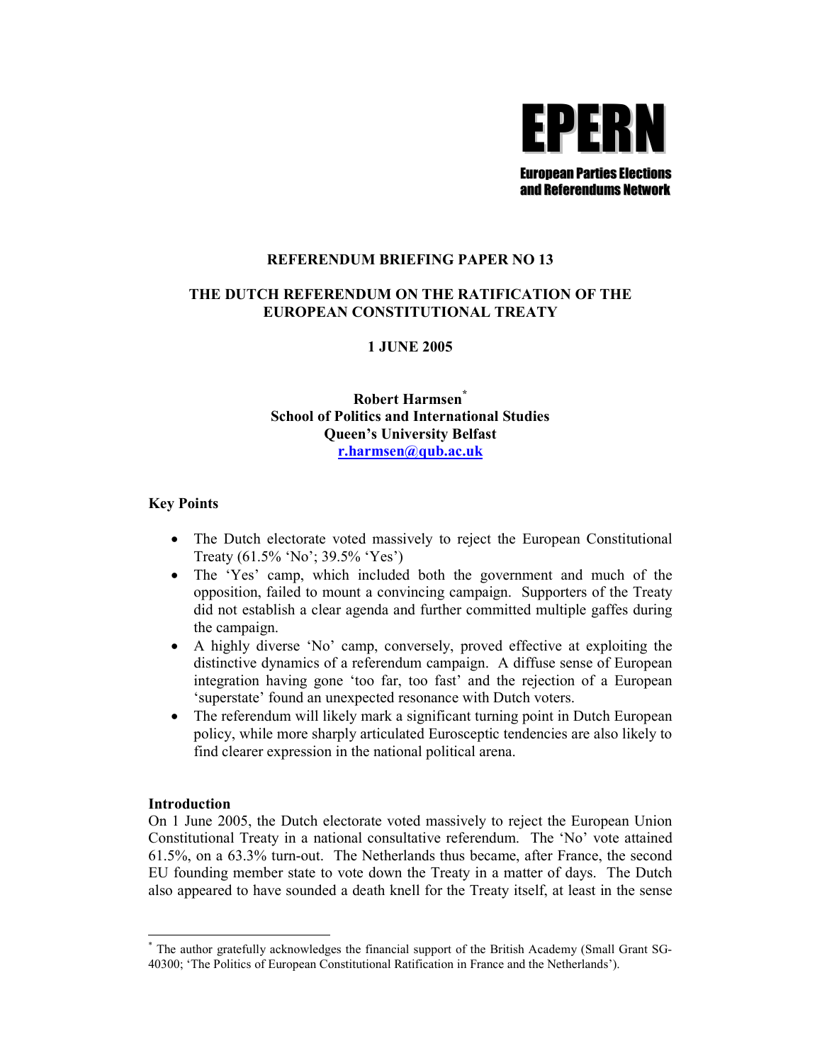EPERN

European Parties Elections and Referendums Network

**REFERENDUM BRIEFING PAPER NO 13**

**THE DUTCH REFERENDUM ON THE RATIFICATION OF THE EUROPEAN CONSTITUTIONAL TREATY**

**1 JUNE 2005**

**Robert Harmsen**[*]
**School of Politics and International Studies**
**Queen's University Belfast**
**r.harmsen@qub.ac.uk**

### Key Points

- The Dutch electorate voted massively to reject the European Constitutional Treaty (61.5% 'No'; 39.5% 'Yes')
- The 'Yes' camp, which included both the government and much of the opposition, failed to mount a convincing campaign. Supporters of the Treaty did not establish a clear agenda and further committed multiple gaffes during the campaign.
- A highly diverse 'No' camp, conversely, proved effective at exploiting the distinctive dynamics of a referendum campaign. A diffuse sense of European integration having gone 'too far, too fast' and the rejection of a European 'superstate' found an unexpected resonance with Dutch voters.
- The referendum will likely mark a significant turning point in Dutch European policy, while more sharply articulated Eurosceptic tendencies are also likely to find clearer expression in the national political arena.

### Introduction

On 1 June 2005, the Dutch electorate voted massively to reject the European Union Constitutional Treaty in a national consultative referendum. The 'No' vote attained 61.5%, on a 63.3% turn-out. The Netherlands thus became, after France, the second EU founding member state to vote down the Treaty in a matter of days. The Dutch also appeared to have sounded a death knell for the Treaty itself, at least in the sense

[*] The author gratefully acknowledges the financial support of the British Academy (Small Grant SG-40300; 'The Politics of European Constitutional Ratification in France and the Netherlands').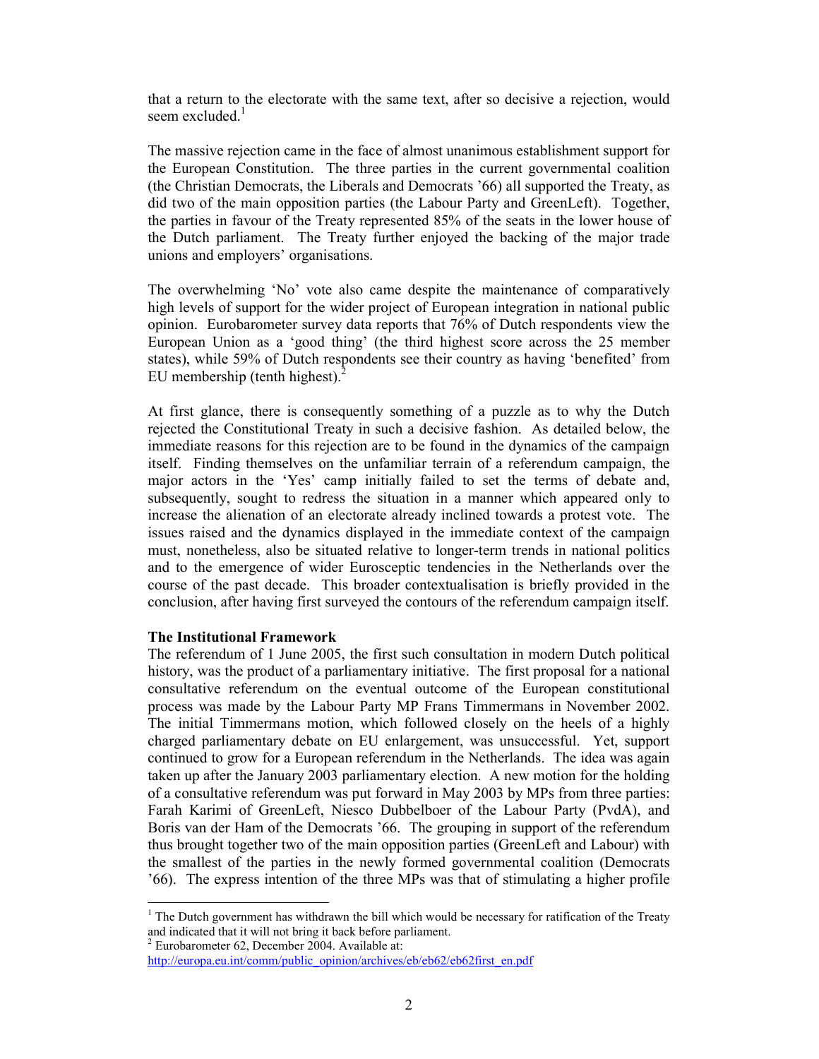that a return to the electorate with the same text, after so decisive a rejection, would seem excluded.[1]

The massive rejection came in the face of almost unanimous establishment support for the European Constitution. The three parties in the current governmental coalition (the Christian Democrats, the Liberals and Democrats '66) all supported the Treaty, as did two of the main opposition parties (the Labour Party and GreenLeft). Together, the parties in favour of the Treaty represented 85% of the seats in the lower house of the Dutch parliament. The Treaty further enjoyed the backing of the major trade unions and employers' organisations.

The overwhelming 'No' vote also came despite the maintenance of comparatively high levels of support for the wider project of European integration in national public opinion. Eurobarometer survey data reports that 76% of Dutch respondents view the European Union as a 'good thing' (the third highest score across the 25 member states), while 59% of Dutch respondents see their country as having 'benefited' from EU membership (tenth highest).[2]

At first glance, there is consequently something of a puzzle as to why the Dutch rejected the Constitutional Treaty in such a decisive fashion. As detailed below, the immediate reasons for this rejection are to be found in the dynamics of the campaign itself. Finding themselves on the unfamiliar terrain of a referendum campaign, the major actors in the 'Yes' camp initially failed to set the terms of debate and, subsequently, sought to redress the situation in a manner which appeared only to increase the alienation of an electorate already inclined towards a protest vote. The issues raised and the dynamics displayed in the immediate context of the campaign must, nonetheless, also be situated relative to longer-term trends in national politics and to the emergence of wider Eurosceptic tendencies in the Netherlands over the course of the past decade. This broader contextualisation is briefly provided in the conclusion, after having first surveyed the contours of the referendum campaign itself.

**The Institutional Framework**

The referendum of 1 June 2005, the first such consultation in modern Dutch political history, was the product of a parliamentary initiative. The first proposal for a national consultative referendum on the eventual outcome of the European constitutional process was made by the Labour Party MP Frans Timmermans in November 2002. The initial Timmermans motion, which followed closely on the heels of a highly charged parliamentary debate on EU enlargement, was unsuccessful. Yet, support continued to grow for a European referendum in the Netherlands. The idea was again taken up after the January 2003 parliamentary election. A new motion for the holding of a consultative referendum was put forward in May 2003 by MPs from three parties: Farah Karimi of GreenLeft, Niesco Dubbelboer of the Labour Party (PvdA), and Boris van der Ham of the Democrats '66. The grouping in support of the referendum thus brought together two of the main opposition parties (GreenLeft and Labour) with the smallest of the parties in the newly formed governmental coalition (Democrats '66). The express intention of the three MPs was that of stimulating a higher profile

---

[1] The Dutch government has withdrawn the bill which would be necessary for ratification of the Treaty and indicated that it will not bring it back before parliament.

[2] Eurobarometer 62, December 2004. Available at: http://europa.eu.int/comm/public_opinion/archives/eb/eb62/eb62first_en.pdf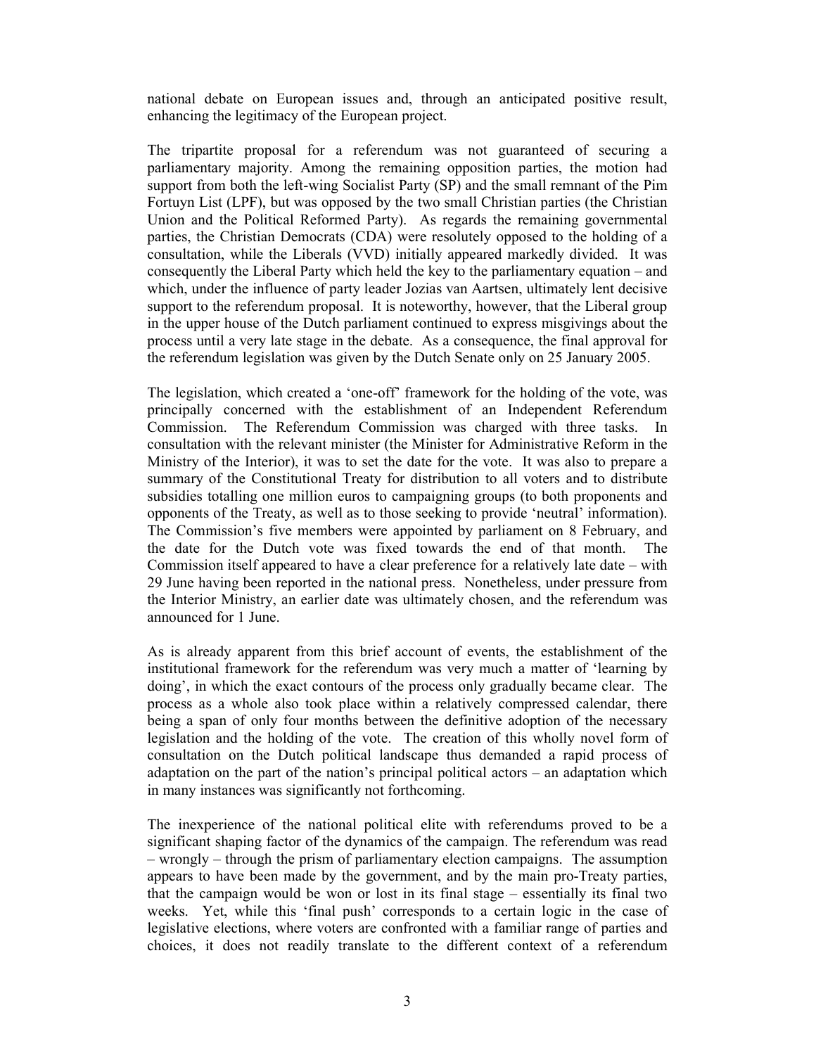national debate on European issues and, through an anticipated positive result, enhancing the legitimacy of the European project.

The tripartite proposal for a referendum was not guaranteed of securing a parliamentary majority. Among the remaining opposition parties, the motion had support from both the left-wing Socialist Party (SP) and the small remnant of the Pim Fortuyn List (LPF), but was opposed by the two small Christian parties (the Christian Union and the Political Reformed Party). As regards the remaining governmental parties, the Christian Democrats (CDA) were resolutely opposed to the holding of a consultation, while the Liberals (VVD) initially appeared markedly divided. It was consequently the Liberal Party which held the key to the parliamentary equation – and which, under the influence of party leader Jozias van Aartsen, ultimately lent decisive support to the referendum proposal. It is noteworthy, however, that the Liberal group in the upper house of the Dutch parliament continued to express misgivings about the process until a very late stage in the debate. As a consequence, the final approval for the referendum legislation was given by the Dutch Senate only on 25 January 2005.

The legislation, which created a 'one-off' framework for the holding of the vote, was principally concerned with the establishment of an Independent Referendum Commission. The Referendum Commission was charged with three tasks. In consultation with the relevant minister (the Minister for Administrative Reform in the Ministry of the Interior), it was to set the date for the vote. It was also to prepare a summary of the Constitutional Treaty for distribution to all voters and to distribute subsidies totalling one million euros to campaigning groups (to both proponents and opponents of the Treaty, as well as to those seeking to provide 'neutral' information). The Commission's five members were appointed by parliament on 8 February, and the date for the Dutch vote was fixed towards the end of that month. The Commission itself appeared to have a clear preference for a relatively late date – with 29 June having been reported in the national press. Nonetheless, under pressure from the Interior Ministry, an earlier date was ultimately chosen, and the referendum was announced for 1 June.

As is already apparent from this brief account of events, the establishment of the institutional framework for the referendum was very much a matter of 'learning by doing', in which the exact contours of the process only gradually became clear. The process as a whole also took place within a relatively compressed calendar, there being a span of only four months between the definitive adoption of the necessary legislation and the holding of the vote. The creation of this wholly novel form of consultation on the Dutch political landscape thus demanded a rapid process of adaptation on the part of the nation's principal political actors – an adaptation which in many instances was significantly not forthcoming.

The inexperience of the national political elite with referendums proved to be a significant shaping factor of the dynamics of the campaign. The referendum was read – wrongly – through the prism of parliamentary election campaigns. The assumption appears to have been made by the government, and by the main pro-Treaty parties, that the campaign would be won or lost in its final stage – essentially its final two weeks. Yet, while this 'final push' corresponds to a certain logic in the case of legislative elections, where voters are confronted with a familiar range of parties and choices, it does not readily translate to the different context of a referendum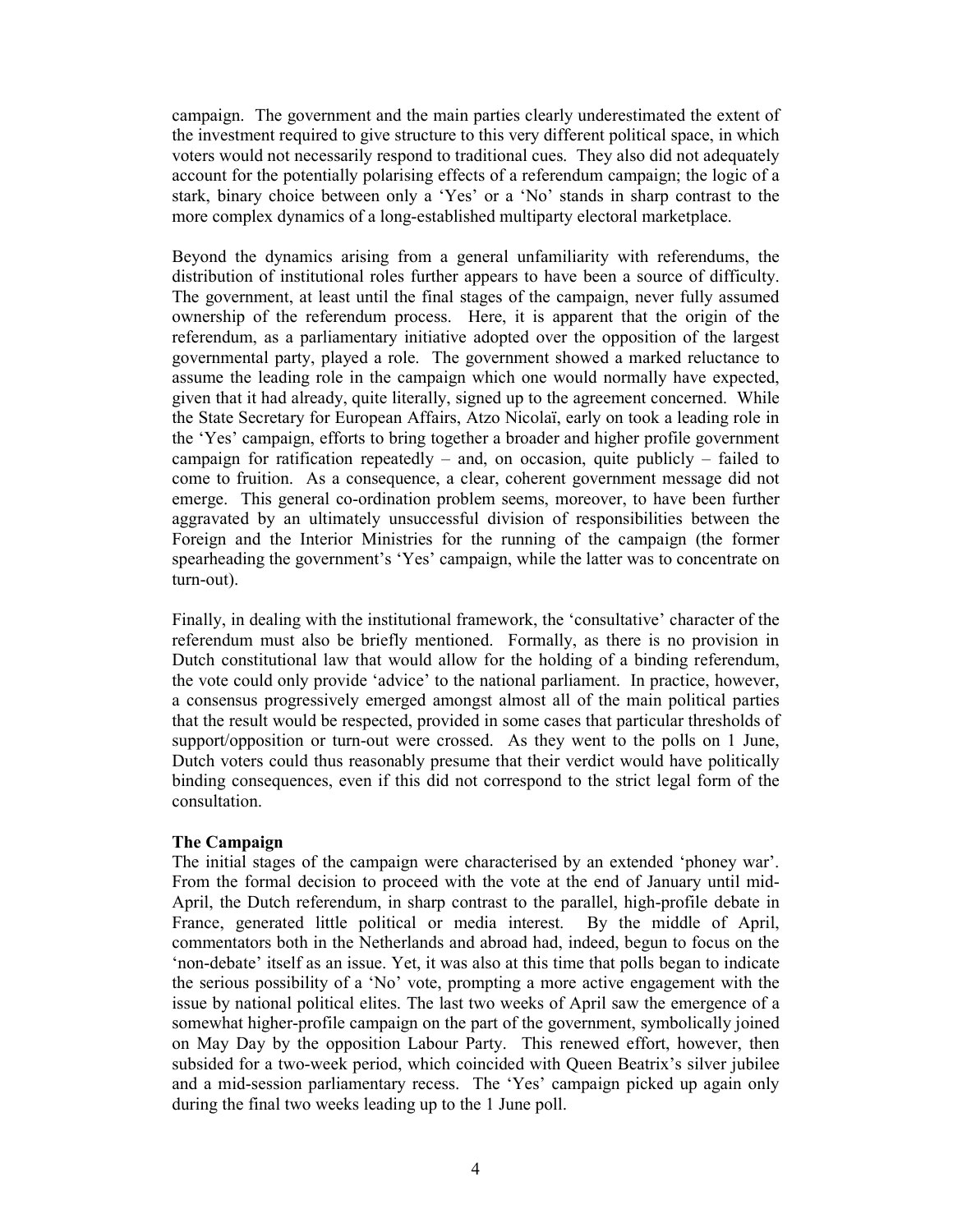campaign. The government and the main parties clearly underestimated the extent of the investment required to give structure to this very different political space, in which voters would not necessarily respond to traditional cues. They also did not adequately account for the potentially polarising effects of a referendum campaign; the logic of a stark, binary choice between only a 'Yes' or a 'No' stands in sharp contrast to the more complex dynamics of a long-established multiparty electoral marketplace.

Beyond the dynamics arising from a general unfamiliarity with referendums, the distribution of institutional roles further appears to have been a source of difficulty. The government, at least until the final stages of the campaign, never fully assumed ownership of the referendum process. Here, it is apparent that the origin of the referendum, as a parliamentary initiative adopted over the opposition of the largest governmental party, played a role. The government showed a marked reluctance to assume the leading role in the campaign which one would normally have expected, given that it had already, quite literally, signed up to the agreement concerned. While the State Secretary for European Affairs, Atzo Nicolaï, early on took a leading role in the 'Yes' campaign, efforts to bring together a broader and higher profile government campaign for ratification repeatedly – and, on occasion, quite publicly – failed to come to fruition. As a consequence, a clear, coherent government message did not emerge. This general co-ordination problem seems, moreover, to have been further aggravated by an ultimately unsuccessful division of responsibilities between the Foreign and the Interior Ministries for the running of the campaign (the former spearheading the government's 'Yes' campaign, while the latter was to concentrate on turn-out).

Finally, in dealing with the institutional framework, the 'consultative' character of the referendum must also be briefly mentioned. Formally, as there is no provision in Dutch constitutional law that would allow for the holding of a binding referendum, the vote could only provide 'advice' to the national parliament. In practice, however, a consensus progressively emerged amongst almost all of the main political parties that the result would be respected, provided in some cases that particular thresholds of support/opposition or turn-out were crossed. As they went to the polls on 1 June, Dutch voters could thus reasonably presume that their verdict would have politically binding consequences, even if this did not correspond to the strict legal form of the consultation.

**The Campaign**

The initial stages of the campaign were characterised by an extended 'phoney war'. From the formal decision to proceed with the vote at the end of January until mid-April, the Dutch referendum, in sharp contrast to the parallel, high-profile debate in France, generated little political or media interest. By the middle of April, commentators both in the Netherlands and abroad had, indeed, begun to focus on the 'non-debate' itself as an issue. Yet, it was also at this time that polls began to indicate the serious possibility of a 'No' vote, prompting a more active engagement with the issue by national political elites. The last two weeks of April saw the emergence of a somewhat higher-profile campaign on the part of the government, symbolically joined on May Day by the opposition Labour Party. This renewed effort, however, then subsided for a two-week period, which coincided with Queen Beatrix's silver jubilee and a mid-session parliamentary recess. The 'Yes' campaign picked up again only during the final two weeks leading up to the 1 June poll.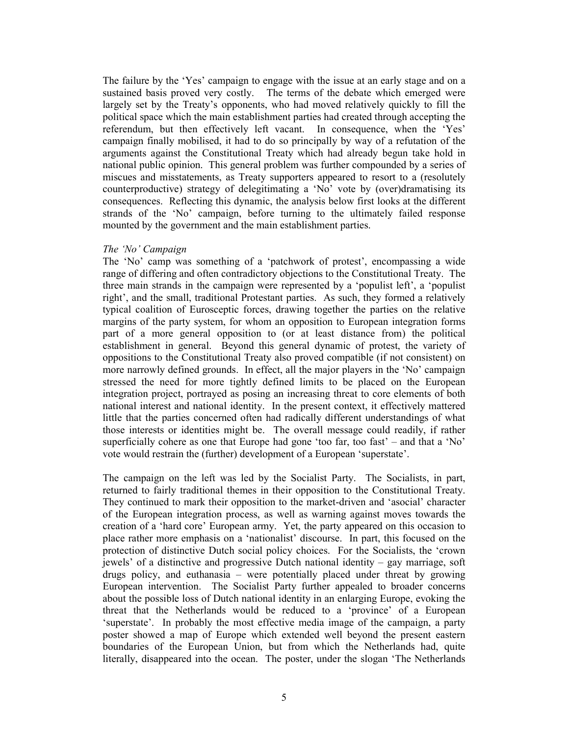The failure by the 'Yes' campaign to engage with the issue at an early stage and on a sustained basis proved very costly. The terms of the debate which emerged were largely set by the Treaty's opponents, who had moved relatively quickly to fill the political space which the main establishment parties had created through accepting the referendum, but then effectively left vacant. In consequence, when the 'Yes' campaign finally mobilised, it had to do so principally by way of a refutation of the arguments against the Constitutional Treaty which had already begun take hold in national public opinion. This general problem was further compounded by a series of miscues and misstatements, as Treaty supporters appeared to resort to a (resolutely counterproductive) strategy of delegitimating a 'No' vote by (over)dramatising its consequences. Reflecting this dynamic, the analysis below first looks at the different strands of the 'No' campaign, before turning to the ultimately failed response mounted by the government and the main establishment parties.

*The 'No' Campaign*

The 'No' camp was something of a 'patchwork of protest', encompassing a wide range of differing and often contradictory objections to the Constitutional Treaty. The three main strands in the campaign were represented by a 'populist left', a 'populist right', and the small, traditional Protestant parties. As such, they formed a relatively typical coalition of Eurosceptic forces, drawing together the parties on the relative margins of the party system, for whom an opposition to European integration forms part of a more general opposition to (or at least distance from) the political establishment in general. Beyond this general dynamic of protest, the variety of oppositions to the Constitutional Treaty also proved compatible (if not consistent) on more narrowly defined grounds. In effect, all the major players in the 'No' campaign stressed the need for more tightly defined limits to be placed on the European integration project, portrayed as posing an increasing threat to core elements of both national interest and national identity. In the present context, it effectively mattered little that the parties concerned often had radically different understandings of what those interests or identities might be. The overall message could readily, if rather superficially cohere as one that Europe had gone 'too far, too fast' – and that a 'No' vote would restrain the (further) development of a European 'superstate'.

The campaign on the left was led by the Socialist Party. The Socialists, in part, returned to fairly traditional themes in their opposition to the Constitutional Treaty. They continued to mark their opposition to the market-driven and 'asocial' character of the European integration process, as well as warning against moves towards the creation of a 'hard core' European army. Yet, the party appeared on this occasion to place rather more emphasis on a 'nationalist' discourse. In part, this focused on the protection of distinctive Dutch social policy choices. For the Socialists, the 'crown jewels' of a distinctive and progressive Dutch national identity – gay marriage, soft drugs policy, and euthanasia – were potentially placed under threat by growing European intervention. The Socialist Party further appealed to broader concerns about the possible loss of Dutch national identity in an enlarging Europe, evoking the threat that the Netherlands would be reduced to a 'province' of a European 'superstate'. In probably the most effective media image of the campaign, a party poster showed a map of Europe which extended well beyond the present eastern boundaries of the European Union, but from which the Netherlands had, quite literally, disappeared into the ocean. The poster, under the slogan 'The Netherlands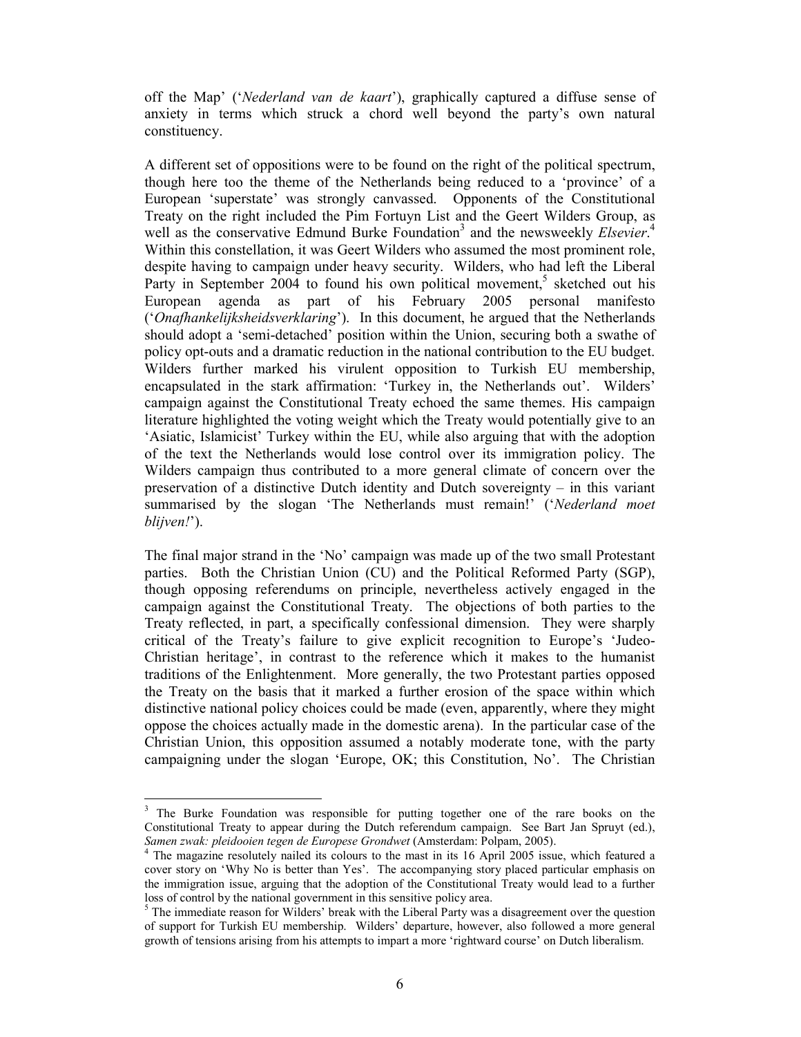off the Map' ('*Nederland van de kaart*'), graphically captured a diffuse sense of anxiety in terms which struck a chord well beyond the party's own natural constituency.

A different set of oppositions were to be found on the right of the political spectrum, though here too the theme of the Netherlands being reduced to a 'province' of a European 'superstate' was strongly canvassed. Opponents of the Constitutional Treaty on the right included the Pim Fortuyn List and the Geert Wilders Group, as well as the conservative Edmund Burke Foundation[3] and the newsweekly *Elsevier*.[4] Within this constellation, it was Geert Wilders who assumed the most prominent role, despite having to campaign under heavy security. Wilders, who had left the Liberal Party in September 2004 to found his own political movement,[5] sketched out his European agenda as part of his February 2005 personal manifesto ('*Onafhankelijksheidsverklaring*'). In this document, he argued that the Netherlands should adopt a 'semi-detached' position within the Union, securing both a swathe of policy opt-outs and a dramatic reduction in the national contribution to the EU budget. Wilders further marked his virulent opposition to Turkish EU membership, encapsulated in the stark affirmation: 'Turkey in, the Netherlands out'. Wilders' campaign against the Constitutional Treaty echoed the same themes. His campaign literature highlighted the voting weight which the Treaty would potentially give to an 'Asiatic, Islamicist' Turkey within the EU, while also arguing that with the adoption of the text the Netherlands would lose control over its immigration policy. The Wilders campaign thus contributed to a more general climate of concern over the preservation of a distinctive Dutch identity and Dutch sovereignty – in this variant summarised by the slogan 'The Netherlands must remain!' ('*Nederland moet blijven!*').

The final major strand in the 'No' campaign was made up of the two small Protestant parties. Both the Christian Union (CU) and the Political Reformed Party (SGP), though opposing referendums on principle, nevertheless actively engaged in the campaign against the Constitutional Treaty. The objections of both parties to the Treaty reflected, in part, a specifically confessional dimension. They were sharply critical of the Treaty's failure to give explicit recognition to Europe's 'Judeo-Christian heritage', in contrast to the reference which it makes to the humanist traditions of the Enlightenment. More generally, the two Protestant parties opposed the Treaty on the basis that it marked a further erosion of the space within which distinctive national policy choices could be made (even, apparently, where they might oppose the choices actually made in the domestic arena). In the particular case of the Christian Union, this opposition assumed a notably moderate tone, with the party campaigning under the slogan 'Europe, OK; this Constitution, No'. The Christian

---

[3] The Burke Foundation was responsible for putting together one of the rare books on the Constitutional Treaty to appear during the Dutch referendum campaign. See Bart Jan Spruyt (ed.), *Samen zwak: pleidooien tegen de Europese Grondwet* (Amsterdam: Polpam, 2005).

[4] The magazine resolutely nailed its colours to the mast in its 16 April 2005 issue, which featured a cover story on 'Why No is better than Yes'. The accompanying story placed particular emphasis on the immigration issue, arguing that the adoption of the Constitutional Treaty would lead to a further loss of control by the national government in this sensitive policy area.

[5] The immediate reason for Wilders' break with the Liberal Party was a disagreement over the question of support for Turkish EU membership. Wilders' departure, however, also followed a more general growth of tensions arising from his attempts to impart a more 'rightward course' on Dutch liberalism.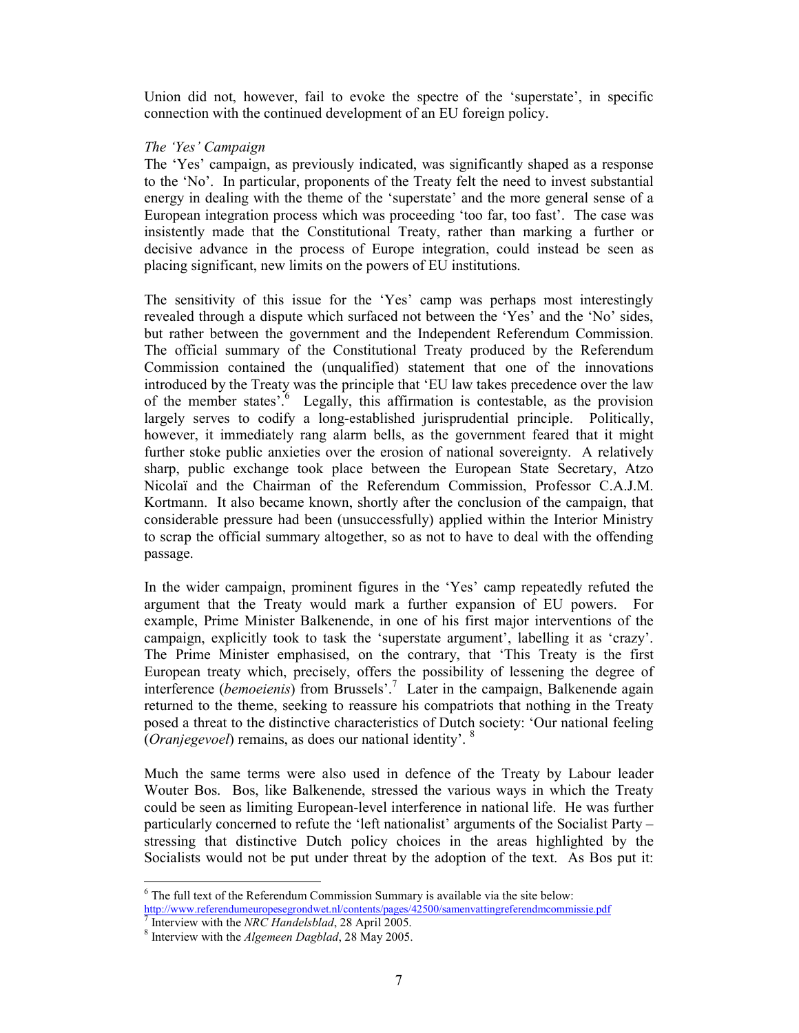Union did not, however, fail to evoke the spectre of the 'superstate', in specific connection with the continued development of an EU foreign policy.

*The 'Yes' Campaign*

The 'Yes' campaign, as previously indicated, was significantly shaped as a response to the 'No'. In particular, proponents of the Treaty felt the need to invest substantial energy in dealing with the theme of the 'superstate' and the more general sense of a European integration process which was proceeding 'too far, too fast'. The case was insistently made that the Constitutional Treaty, rather than marking a further or decisive advance in the process of Europe integration, could instead be seen as placing significant, new limits on the powers of EU institutions.

The sensitivity of this issue for the 'Yes' camp was perhaps most interestingly revealed through a dispute which surfaced not between the 'Yes' and the 'No' sides, but rather between the government and the Independent Referendum Commission. The official summary of the Constitutional Treaty produced by the Referendum Commission contained the (unqualified) statement that one of the innovations introduced by the Treaty was the principle that 'EU law takes precedence over the law of the member states'.[6] Legally, this affirmation is contestable, as the provision largely serves to codify a long-established jurisprudential principle. Politically, however, it immediately rang alarm bells, as the government feared that it might further stoke public anxieties over the erosion of national sovereignty. A relatively sharp, public exchange took place between the European State Secretary, Atzo Nicolaï and the Chairman of the Referendum Commission, Professor C.A.J.M. Kortmann. It also became known, shortly after the conclusion of the campaign, that considerable pressure had been (unsuccessfully) applied within the Interior Ministry to scrap the official summary altogether, so as not to have to deal with the offending passage.

In the wider campaign, prominent figures in the 'Yes' camp repeatedly refuted the argument that the Treaty would mark a further expansion of EU powers. For example, Prime Minister Balkenende, in one of his first major interventions of the campaign, explicitly took to task the 'superstate argument', labelling it as 'crazy'. The Prime Minister emphasised, on the contrary, that 'This Treaty is the first European treaty which, precisely, offers the possibility of lessening the degree of interference (*bemoeienis*) from Brussels'.[7] Later in the campaign, Balkenende again returned to the theme, seeking to reassure his compatriots that nothing in the Treaty posed a threat to the distinctive characteristics of Dutch society: 'Our national feeling (*Oranjegevoel*) remains, as does our national identity'.[8]

Much the same terms were also used in defence of the Treaty by Labour leader Wouter Bos. Bos, like Balkenende, stressed the various ways in which the Treaty could be seen as limiting European-level interference in national life. He was further particularly concerned to refute the 'left nationalist' arguments of the Socialist Party – stressing that distinctive Dutch policy choices in the areas highlighted by the Socialists would not be put under threat by the adoption of the text. As Bos put it:

---

[6] The full text of the Referendum Commission Summary is available via the site below: http://www.referendumeuropesegrondwet.nl/contents/pages/42500/samenvattingreferendmcommissie.pdf

[7] Interview with the *NRC Handelsblad*, 28 April 2005.

[8] Interview with the *Algemeen Dagblad*, 28 May 2005.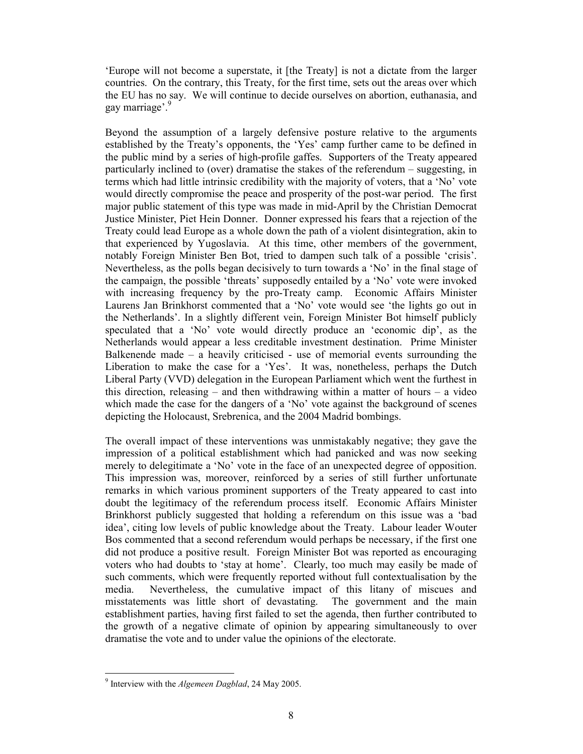'Europe will not become a superstate, it [the Treaty] is not a dictate from the larger countries. On the contrary, this Treaty, for the first time, sets out the areas over which the EU has no say. We will continue to decide ourselves on abortion, euthanasia, and gay marriage'.[9]

Beyond the assumption of a largely defensive posture relative to the arguments established by the Treaty's opponents, the 'Yes' camp further came to be defined in the public mind by a series of high-profile gaffes. Supporters of the Treaty appeared particularly inclined to (over) dramatise the stakes of the referendum – suggesting, in terms which had little intrinsic credibility with the majority of voters, that a 'No' vote would directly compromise the peace and prosperity of the post-war period. The first major public statement of this type was made in mid-April by the Christian Democrat Justice Minister, Piet Hein Donner. Donner expressed his fears that a rejection of the Treaty could lead Europe as a whole down the path of a violent disintegration, akin to that experienced by Yugoslavia. At this time, other members of the government, notably Foreign Minister Ben Bot, tried to dampen such talk of a possible 'crisis'. Nevertheless, as the polls began decisively to turn towards a 'No' in the final stage of the campaign, the possible 'threats' supposedly entailed by a 'No' vote were invoked with increasing frequency by the pro-Treaty camp. Economic Affairs Minister Laurens Jan Brinkhorst commented that a 'No' vote would see 'the lights go out in the Netherlands'. In a slightly different vein, Foreign Minister Bot himself publicly speculated that a 'No' vote would directly produce an 'economic dip', as the Netherlands would appear a less creditable investment destination. Prime Minister Balkenende made – a heavily criticised - use of memorial events surrounding the Liberation to make the case for a 'Yes'. It was, nonetheless, perhaps the Dutch Liberal Party (VVD) delegation in the European Parliament which went the furthest in this direction, releasing – and then withdrawing within a matter of hours – a video which made the case for the dangers of a 'No' vote against the background of scenes depicting the Holocaust, Srebrenica, and the 2004 Madrid bombings.

The overall impact of these interventions was unmistakably negative; they gave the impression of a political establishment which had panicked and was now seeking merely to delegitimate a 'No' vote in the face of an unexpected degree of opposition. This impression was, moreover, reinforced by a series of still further unfortunate remarks in which various prominent supporters of the Treaty appeared to cast into doubt the legitimacy of the referendum process itself. Economic Affairs Minister Brinkhorst publicly suggested that holding a referendum on this issue was a 'bad idea', citing low levels of public knowledge about the Treaty. Labour leader Wouter Bos commented that a second referendum would perhaps be necessary, if the first one did not produce a positive result. Foreign Minister Bot was reported as encouraging voters who had doubts to 'stay at home'. Clearly, too much may easily be made of such comments, which were frequently reported without full contextualisation by the media. Nevertheless, the cumulative impact of this litany of miscues and misstatements was little short of devastating. The government and the main establishment parties, having first failed to set the agenda, then further contributed to the growth of a negative climate of opinion by appearing simultaneously to over dramatise the vote and to under value the opinions of the electorate.

---

[9] Interview with the *Algemeen Dagblad*, 24 May 2005.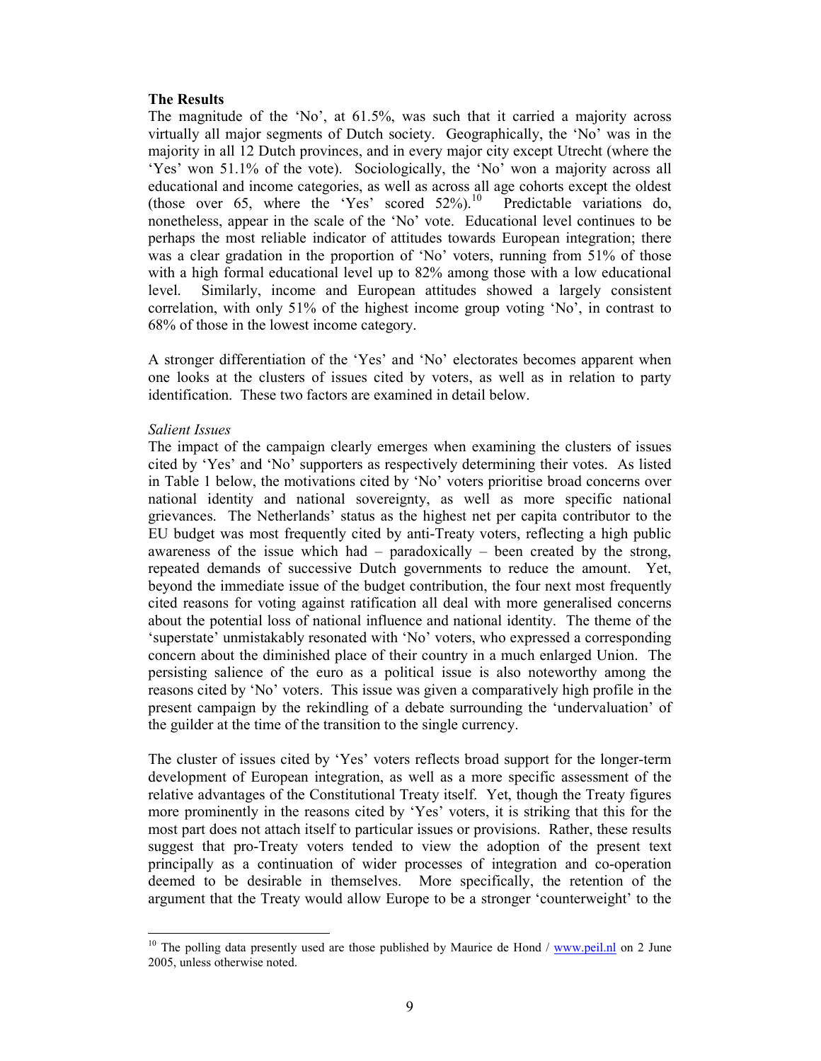**The Results**

The magnitude of the 'No', at 61.5%, was such that it carried a majority across virtually all major segments of Dutch society. Geographically, the 'No' was in the majority in all 12 Dutch provinces, and in every major city except Utrecht (where the 'Yes' won 51.1% of the vote). Sociologically, the 'No' won a majority across all educational and income categories, as well as across all age cohorts except the oldest (those over 65, where the 'Yes' scored 52%).[10] Predictable variations do, nonetheless, appear in the scale of the 'No' vote. Educational level continues to be perhaps the most reliable indicator of attitudes towards European integration; there was a clear gradation in the proportion of 'No' voters, running from 51% of those with a high formal educational level up to 82% among those with a low educational level. Similarly, income and European attitudes showed a largely consistent correlation, with only 51% of the highest income group voting 'No', in contrast to 68% of those in the lowest income category.

A stronger differentiation of the 'Yes' and 'No' electorates becomes apparent when one looks at the clusters of issues cited by voters, as well as in relation to party identification. These two factors are examined in detail below.

*Salient Issues*

The impact of the campaign clearly emerges when examining the clusters of issues cited by 'Yes' and 'No' supporters as respectively determining their votes. As listed in Table 1 below, the motivations cited by 'No' voters prioritise broad concerns over national identity and national sovereignty, as well as more specific national grievances. The Netherlands' status as the highest net per capita contributor to the EU budget was most frequently cited by anti-Treaty voters, reflecting a high public awareness of the issue which had – paradoxically – been created by the strong, repeated demands of successive Dutch governments to reduce the amount. Yet, beyond the immediate issue of the budget contribution, the four next most frequently cited reasons for voting against ratification all deal with more generalised concerns about the potential loss of national influence and national identity. The theme of the 'superstate' unmistakably resonated with 'No' voters, who expressed a corresponding concern about the diminished place of their country in a much enlarged Union. The persisting salience of the euro as a political issue is also noteworthy among the reasons cited by 'No' voters. This issue was given a comparatively high profile in the present campaign by the rekindling of a debate surrounding the 'undervaluation' of the guilder at the time of the transition to the single currency.

The cluster of issues cited by 'Yes' voters reflects broad support for the longer-term development of European integration, as well as a more specific assessment of the relative advantages of the Constitutional Treaty itself. Yet, though the Treaty figures more prominently in the reasons cited by 'Yes' voters, it is striking that this for the most part does not attach itself to particular issues or provisions. Rather, these results suggest that pro-Treaty voters tended to view the adoption of the present text principally as a continuation of wider processes of integration and co-operation deemed to be desirable in themselves. More specifically, the retention of the argument that the Treaty would allow Europe to be a stronger 'counterweight' to the

[10] The polling data presently used are those published by Maurice de Hond / www.peil.nl on 2 June 2005, unless otherwise noted.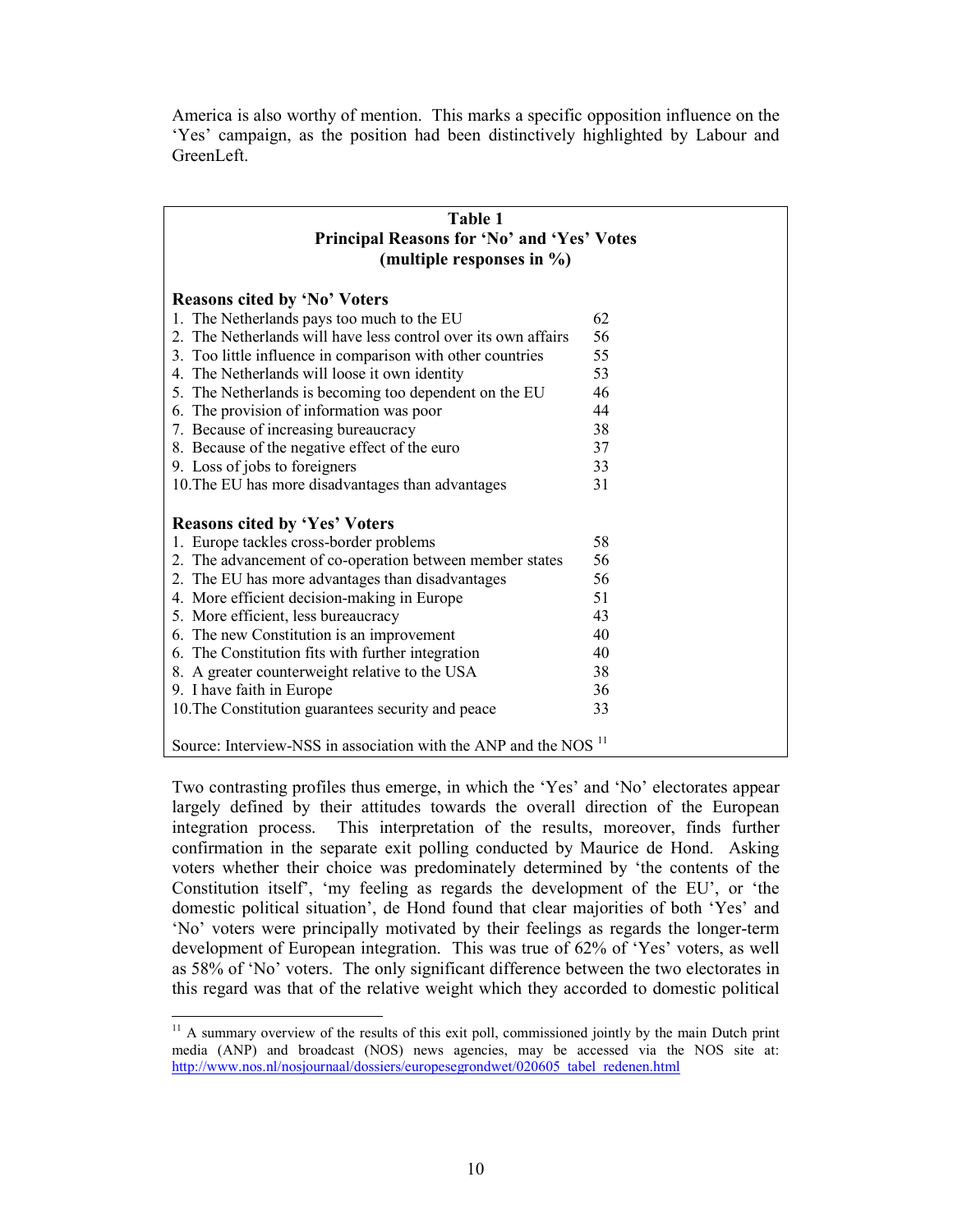America is also worthy of mention. This marks a specific opposition influence on the 'Yes' campaign, as the position had been distinctively highlighted by Labour and GreenLeft.

**Table 1**
**Principal Reasons for 'No' and 'Yes' Votes**
**(multiple responses in %)**

| Reasons cited by 'No' Voters | |
|---|---|
| 1. The Netherlands pays too much to the EU | 62 |
| 2. The Netherlands will have less control over its own affairs | 56 |
| 3. Too little influence in comparison with other countries | 55 |
| 4. The Netherlands will loose it own identity | 53 |
| 5. The Netherlands is becoming too dependent on the EU | 46 |
| 6. The provision of information was poor | 44 |
| 7. Because of increasing bureaucracy | 38 |
| 8. Because of the negative effect of the euro | 37 |
| 9. Loss of jobs to foreigners | 33 |
| 10. The EU has more disadvantages than advantages | 31 |
| **Reasons cited by 'Yes' Voters** | |
| 1. Europe tackles cross-border problems | 58 |
| 2. The advancement of co-operation between member states | 56 |
| 2. The EU has more advantages than disadvantages | 56 |
| 4. More efficient decision-making in Europe | 51 |
| 5. More efficient, less bureaucracy | 43 |
| 6. The new Constitution is an improvement | 40 |
| 6. The Constitution fits with further integration | 40 |
| 8. A greater counterweight relative to the USA | 38 |
| 9. I have faith in Europe | 36 |
| 10. The Constitution guarantees security and peace | 33 |

Source: Interview-NSS in association with the ANP and the NOS [11]

Two contrasting profiles thus emerge, in which the 'Yes' and 'No' electorates appear largely defined by their attitudes towards the overall direction of the European integration process. This interpretation of the results, moreover, finds further confirmation in the separate exit polling conducted by Maurice de Hond. Asking voters whether their choice was predominately determined by 'the contents of the Constitution itself', 'my feeling as regards the development of the EU', or 'the domestic political situation', de Hond found that clear majorities of both 'Yes' and 'No' voters were principally motivated by their feelings as regards the longer-term development of European integration. This was true of 62% of 'Yes' voters, as well as 58% of 'No' voters. The only significant difference between the two electorates in this regard was that of the relative weight which they accorded to domestic political

[11] A summary overview of the results of this exit poll, commissioned jointly by the main Dutch print media (ANP) and broadcast (NOS) news agencies, may be accessed via the NOS site at: http://www.nos.nl/nosjournaal/dossiers/europesegrondwet/020605_tabel_redenen.html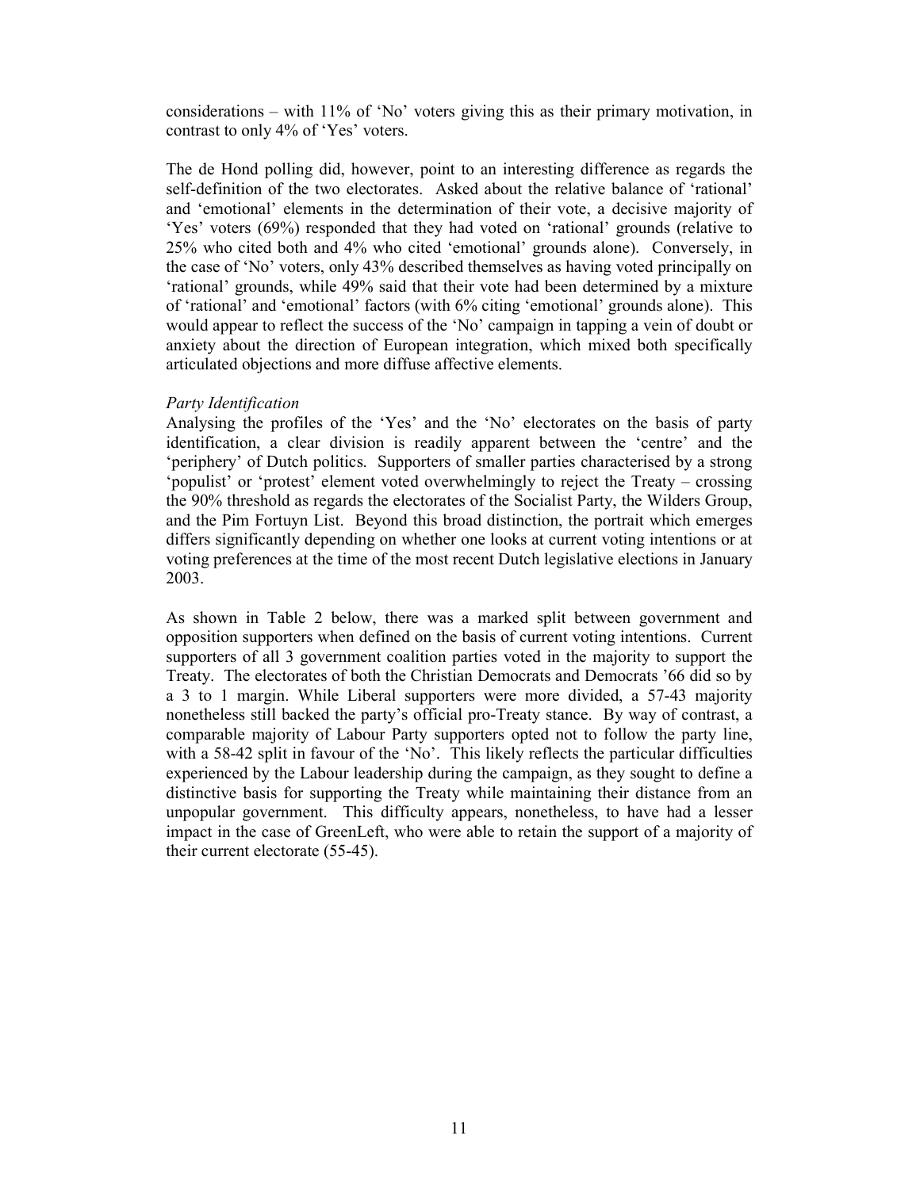considerations – with 11% of 'No' voters giving this as their primary motivation, in contrast to only 4% of 'Yes' voters.

The de Hond polling did, however, point to an interesting difference as regards the self-definition of the two electorates. Asked about the relative balance of 'rational' and 'emotional' elements in the determination of their vote, a decisive majority of 'Yes' voters (69%) responded that they had voted on 'rational' grounds (relative to 25% who cited both and 4% who cited 'emotional' grounds alone). Conversely, in the case of 'No' voters, only 43% described themselves as having voted principally on 'rational' grounds, while 49% said that their vote had been determined by a mixture of 'rational' and 'emotional' factors (with 6% citing 'emotional' grounds alone). This would appear to reflect the success of the 'No' campaign in tapping a vein of doubt or anxiety about the direction of European integration, which mixed both specifically articulated objections and more diffuse affective elements.

*Party Identification*

Analysing the profiles of the 'Yes' and the 'No' electorates on the basis of party identification, a clear division is readily apparent between the 'centre' and the 'periphery' of Dutch politics. Supporters of smaller parties characterised by a strong 'populist' or 'protest' element voted overwhelmingly to reject the Treaty – crossing the 90% threshold as regards the electorates of the Socialist Party, the Wilders Group, and the Pim Fortuyn List. Beyond this broad distinction, the portrait which emerges differs significantly depending on whether one looks at current voting intentions or at voting preferences at the time of the most recent Dutch legislative elections in January 2003.

As shown in Table 2 below, there was a marked split between government and opposition supporters when defined on the basis of current voting intentions. Current supporters of all 3 government coalition parties voted in the majority to support the Treaty. The electorates of both the Christian Democrats and Democrats '66 did so by a 3 to 1 margin. While Liberal supporters were more divided, a 57-43 majority nonetheless still backed the party's official pro-Treaty stance. By way of contrast, a comparable majority of Labour Party supporters opted not to follow the party line, with a 58-42 split in favour of the 'No'. This likely reflects the particular difficulties experienced by the Labour leadership during the campaign, as they sought to define a distinctive basis for supporting the Treaty while maintaining their distance from an unpopular government. This difficulty appears, nonetheless, to have had a lesser impact in the case of GreenLeft, who were able to retain the support of a majority of their current electorate (55-45).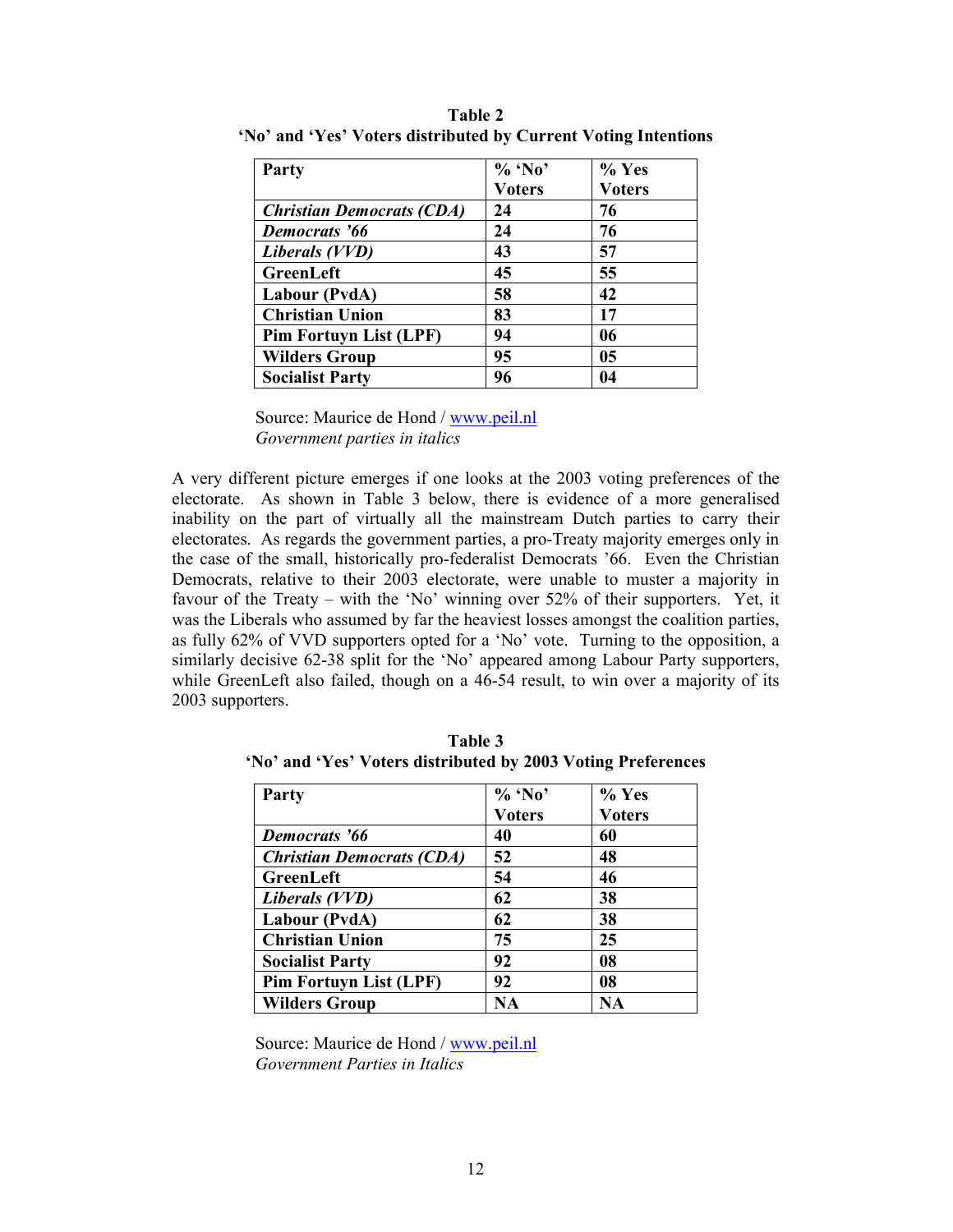**Table 2**
**'No' and 'Yes' Voters distributed by Current Voting Intentions**

| Party | % 'No' Voters | % Yes Voters |
|---|---|---|
| ***Christian Democrats (CDA)*** | **24** | **76** |
| ***Democrats '66*** | **24** | **76** |
| ***Liberals (VVD)*** | **43** | **57** |
| **GreenLeft** | **45** | **55** |
| **Labour (PvdA)** | **58** | **42** |
| **Christian Union** | **83** | **17** |
| **Pim Fortuyn List (LPF)** | **94** | **06** |
| **Wilders Group** | **95** | **05** |
| **Socialist Party** | **96** | **04** |

Source: Maurice de Hond / www.peil.nl
*Government parties in italics*

A very different picture emerges if one looks at the 2003 voting preferences of the electorate. As shown in Table 3 below, there is evidence of a more generalised inability on the part of virtually all the mainstream Dutch parties to carry their electorates. As regards the government parties, a pro-Treaty majority emerges only in the case of the small, historically pro-federalist Democrats '66. Even the Christian Democrats, relative to their 2003 electorate, were unable to muster a majority in favour of the Treaty – with the 'No' winning over 52% of their supporters. Yet, it was the Liberals who assumed by far the heaviest losses amongst the coalition parties, as fully 62% of VVD supporters opted for a 'No' vote. Turning to the opposition, a similarly decisive 62-38 split for the 'No' appeared among Labour Party supporters, while GreenLeft also failed, though on a 46-54 result, to win over a majority of its 2003 supporters.

**Table 3**
**'No' and 'Yes' Voters distributed by 2003 Voting Preferences**

| Party | % 'No' Voters | % Yes Voters |
|---|---|---|
| ***Democrats '66*** | **40** | **60** |
| ***Christian Democrats (CDA)*** | **52** | **48** |
| **GreenLeft** | **54** | **46** |
| ***Liberals (VVD)*** | **62** | **38** |
| **Labour (PvdA)** | **62** | **38** |
| **Christian Union** | **75** | **25** |
| **Socialist Party** | **92** | **08** |
| **Pim Fortuyn List (LPF)** | **92** | **08** |
| **Wilders Group** | **NA** | **NA** |

Source: Maurice de Hond / www.peil.nl
*Government Parties in Italics*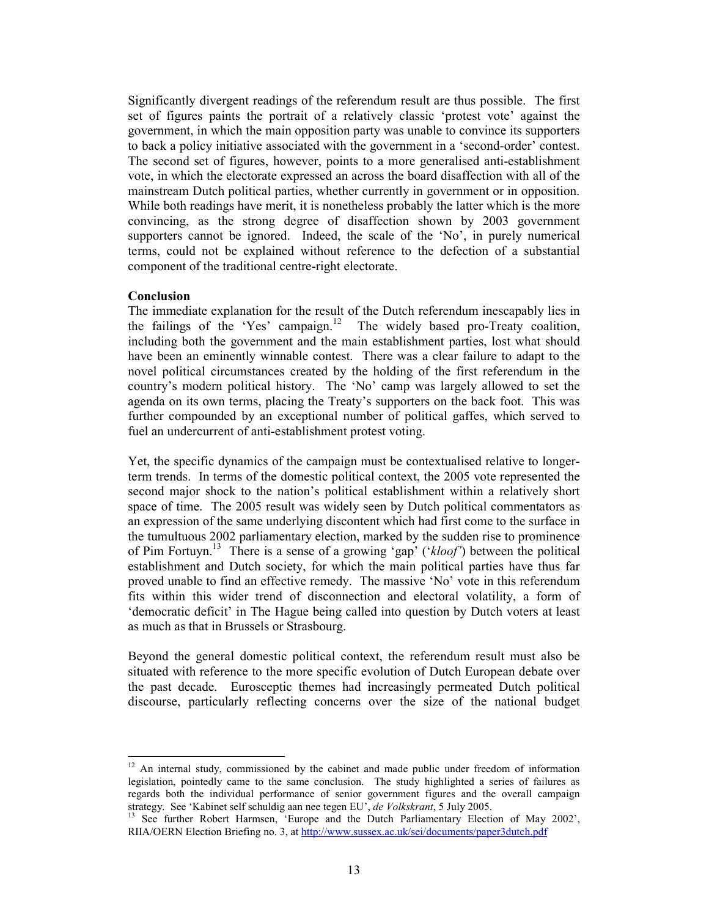Significantly divergent readings of the referendum result are thus possible. The first set of figures paints the portrait of a relatively classic 'protest vote' against the government, in which the main opposition party was unable to convince its supporters to back a policy initiative associated with the government in a 'second-order' contest. The second set of figures, however, points to a more generalised anti-establishment vote, in which the electorate expressed an across the board disaffection with all of the mainstream Dutch political parties, whether currently in government or in opposition. While both readings have merit, it is nonetheless probably the latter which is the more convincing, as the strong degree of disaffection shown by 2003 government supporters cannot be ignored. Indeed, the scale of the 'No', in purely numerical terms, could not be explained without reference to the defection of a substantial component of the traditional centre-right electorate.

**Conclusion**

The immediate explanation for the result of the Dutch referendum inescapably lies in the failings of the 'Yes' campaign.[12] The widely based pro-Treaty coalition, including both the government and the main establishment parties, lost what should have been an eminently winnable contest. There was a clear failure to adapt to the novel political circumstances created by the holding of the first referendum in the country's modern political history. The 'No' camp was largely allowed to set the agenda on its own terms, placing the Treaty's supporters on the back foot. This was further compounded by an exceptional number of political gaffes, which served to fuel an undercurrent of anti-establishment protest voting.

Yet, the specific dynamics of the campaign must be contextualised relative to longer-term trends. In terms of the domestic political context, the 2005 vote represented the second major shock to the nation's political establishment within a relatively short space of time. The 2005 result was widely seen by Dutch political commentators as an expression of the same underlying discontent which had first come to the surface in the tumultuous 2002 parliamentary election, marked by the sudden rise to prominence of Pim Fortuyn.[13] There is a sense of a growing 'gap' ('*kloof*') between the political establishment and Dutch society, for which the main political parties have thus far proved unable to find an effective remedy. The massive 'No' vote in this referendum fits within this wider trend of disconnection and electoral volatility, a form of 'democratic deficit' in The Hague being called into question by Dutch voters at least as much as that in Brussels or Strasbourg.

Beyond the general domestic political context, the referendum result must also be situated with reference to the more specific evolution of Dutch European debate over the past decade. Eurosceptic themes had increasingly permeated Dutch political discourse, particularly reflecting concerns over the size of the national budget

---

[12] An internal study, commissioned by the cabinet and made public under freedom of information legislation, pointedly came to the same conclusion. The study highlighted a series of failures as regards both the individual performance of senior government figures and the overall campaign strategy. See 'Kabinet self schuldig aan nee tegen EU', *de Volkskrant*, 5 July 2005.

[13] See further Robert Harmsen, 'Europe and the Dutch Parliamentary Election of May 2002', RIIA/OERN Election Briefing no. 3, at http://www.sussex.ac.uk/sei/documents/paper3dutch.pdf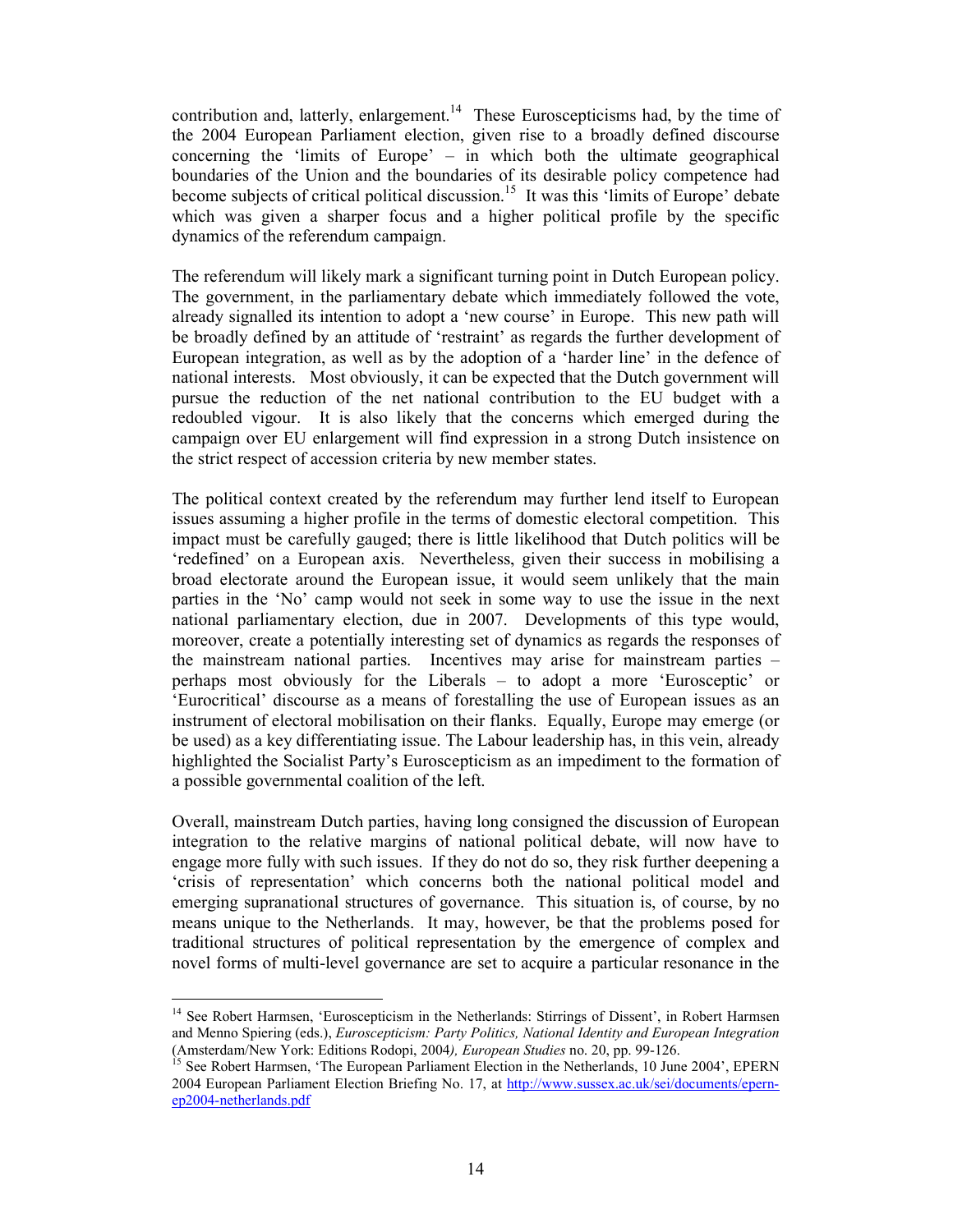contribution and, latterly, enlargement.[14] These Euroscepticisms had, by the time of the 2004 European Parliament election, given rise to a broadly defined discourse concerning the 'limits of Europe' – in which both the ultimate geographical boundaries of the Union and the boundaries of its desirable policy competence had become subjects of critical political discussion.[15] It was this 'limits of Europe' debate which was given a sharper focus and a higher political profile by the specific dynamics of the referendum campaign.

The referendum will likely mark a significant turning point in Dutch European policy. The government, in the parliamentary debate which immediately followed the vote, already signalled its intention to adopt a 'new course' in Europe. This new path will be broadly defined by an attitude of 'restraint' as regards the further development of European integration, as well as by the adoption of a 'harder line' in the defence of national interests. Most obviously, it can be expected that the Dutch government will pursue the reduction of the net national contribution to the EU budget with a redoubled vigour. It is also likely that the concerns which emerged during the campaign over EU enlargement will find expression in a strong Dutch insistence on the strict respect of accession criteria by new member states.

The political context created by the referendum may further lend itself to European issues assuming a higher profile in the terms of domestic electoral competition. This impact must be carefully gauged; there is little likelihood that Dutch politics will be 'redefined' on a European axis. Nevertheless, given their success in mobilising a broad electorate around the European issue, it would seem unlikely that the main parties in the 'No' camp would not seek in some way to use the issue in the next national parliamentary election, due in 2007. Developments of this type would, moreover, create a potentially interesting set of dynamics as regards the responses of the mainstream national parties. Incentives may arise for mainstream parties – perhaps most obviously for the Liberals – to adopt a more 'Eurosceptic' or 'Eurocritical' discourse as a means of forestalling the use of European issues as an instrument of electoral mobilisation on their flanks. Equally, Europe may emerge (or be used) as a key differentiating issue. The Labour leadership has, in this vein, already highlighted the Socialist Party's Euroscepticism as an impediment to the formation of a possible governmental coalition of the left.

Overall, mainstream Dutch parties, having long consigned the discussion of European integration to the relative margins of national political debate, will now have to engage more fully with such issues. If they do not do so, they risk further deepening a 'crisis of representation' which concerns both the national political model and emerging supranational structures of governance. This situation is, of course, by no means unique to the Netherlands. It may, however, be that the problems posed for traditional structures of political representation by the emergence of complex and novel forms of multi-level governance are set to acquire a particular resonance in the

---

[14] See Robert Harmsen, 'Euroscepticism in the Netherlands: Stirrings of Dissent', in Robert Harmsen and Menno Spiering (eds.), *Euroscepticism: Party Politics, National Identity and European Integration* (Amsterdam/New York: Editions Rodopi, 2004*), European Studies* no. 20, pp. 99-126.

[15] See Robert Harmsen, 'The European Parliament Election in the Netherlands, 10 June 2004', EPERN 2004 European Parliament Election Briefing No. 17, at http://www.sussex.ac.uk/sei/documents/epern-ep2004-netherlands.pdf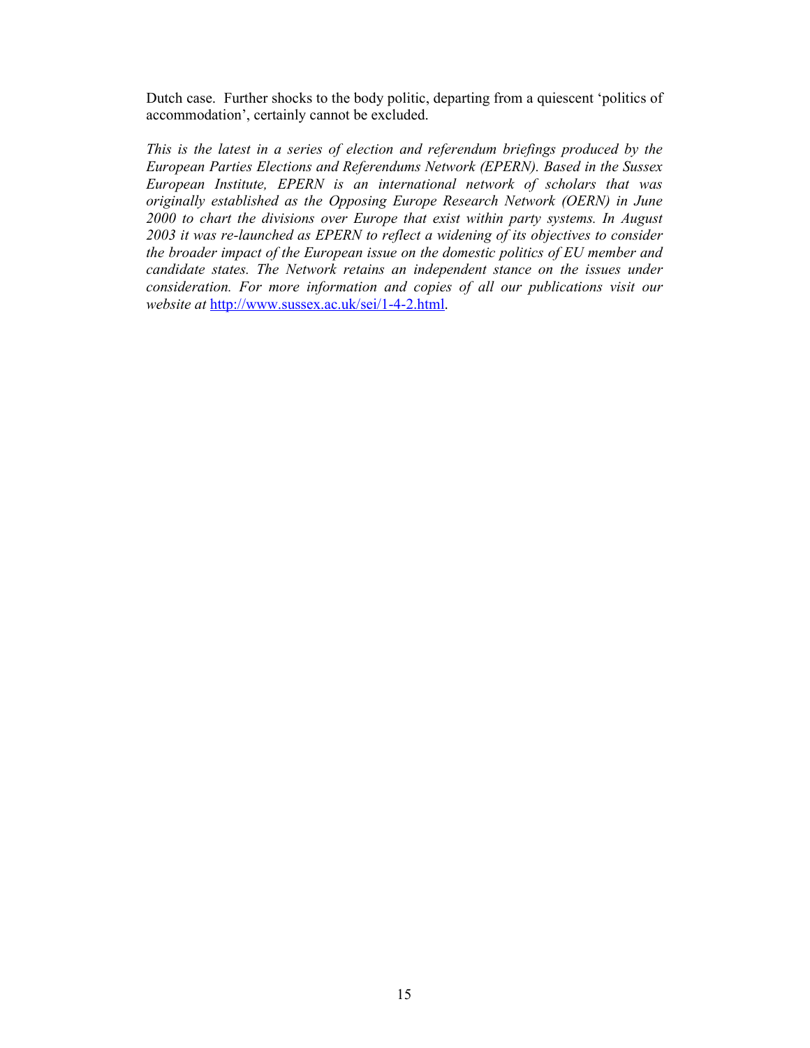Dutch case. Further shocks to the body politic, departing from a quiescent 'politics of accommodation', certainly cannot be excluded.

*This is the latest in a series of election and referendum briefings produced by the European Parties Elections and Referendums Network (EPERN). Based in the Sussex European Institute, EPERN is an international network of scholars that was originally established as the Opposing Europe Research Network (OERN) in June 2000 to chart the divisions over Europe that exist within party systems. In August 2003 it was re-launched as EPERN to reflect a widening of its objectives to consider the broader impact of the European issue on the domestic politics of EU member and candidate states. The Network retains an independent stance on the issues under consideration. For more information and copies of all our publications visit our website at* http://www.sussex.ac.uk/sei/1-4-2.html.